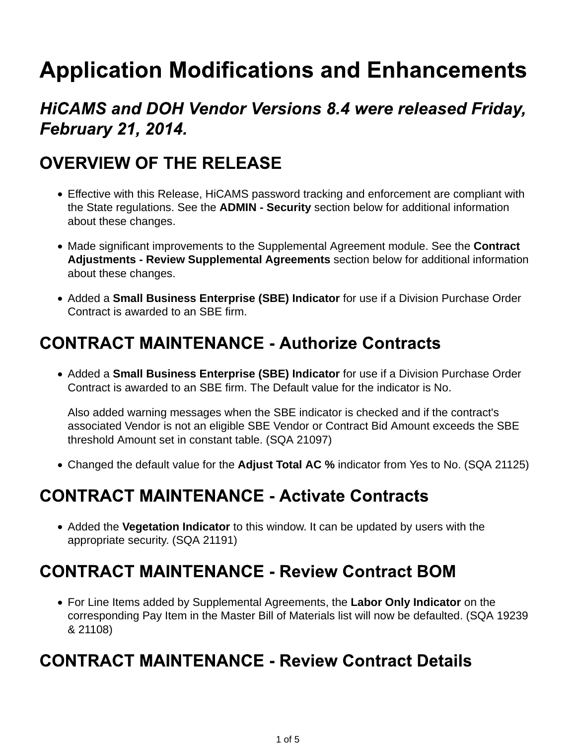# Application Modifications and Enhancements

## *HiCAMS and DOH Vendor Versions 8.4 were released Friday, February 21, 2014.*

## OVERVIEW OF THE RELEASE

- Effective with this Release, HiCAMS password tracking and enforcement are compliant with the State regulations. See the **ADMIN - Security** section below for additional information about these changes.
- Made significant improvements to the Supplemental Agreement module. See the **Contract Adjustments - Review Supplemental Agreements** section below for additional information about these changes.
- Added a **Small Business Enterprise (SBE) Indicator** for use if a Division Purchase Order Contract is awarded to an SBE firm.

## CONTRACT MAINTENANCE - Authorize Contracts

- Added a **Small Business Enterprise (SBE) Indicator** for use if a Division Purchase Order Contract is awarded to an SBE firm. The Default value for the indicator is No.

  Also added warning messages when the SBE indicator is checked and if the contract's associated Vendor is not an eligible SBE Vendor or Contract Bid Amount exceeds the SBE threshold Amount set in constant table. (SQA 21097)
- Changed the default value for the **Adjust Total AC %** indicator from Yes to No. (SQA 21125)

## CONTRACT MAINTENANCE - Activate Contracts

- Added the **Vegetation Indicator** to this window. It can be updated by users with the appropriate security. (SQA 21191)

## CONTRACT MAINTENANCE - Review Contract BOM

- For Line Items added by Supplemental Agreements, the **Labor Only Indicator** on the corresponding Pay Item in the Master Bill of Materials list will now be defaulted. (SQA 19239 & 21108)

## CONTRACT MAINTENANCE - Review Contract Details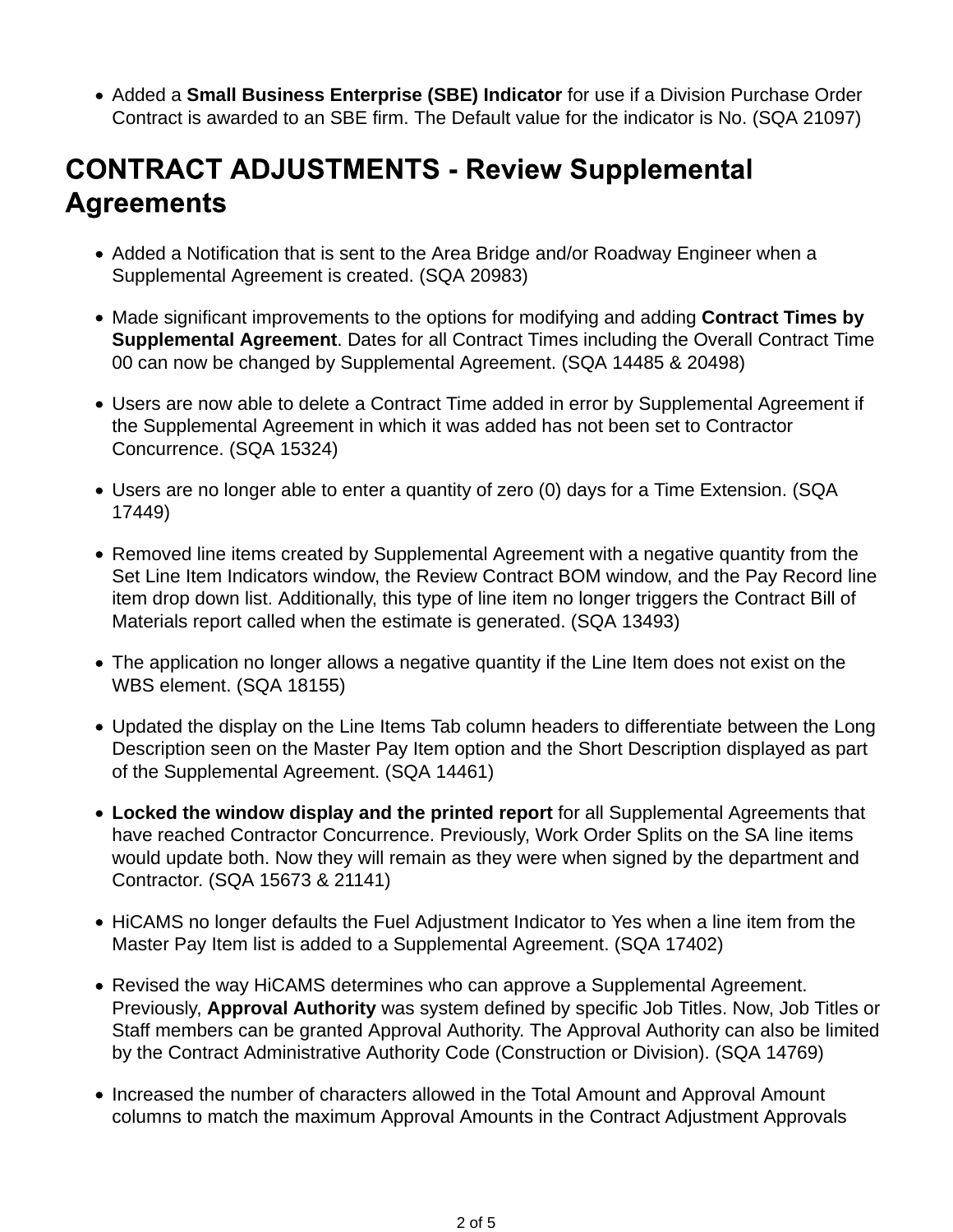- Added a **Small Business Enterprise (SBE) Indicator** for use if a Division Purchase Order Contract is awarded to an SBE firm. The Default value for the indicator is No. (SQA 21097)

## CONTRACT ADJUSTMENTS - Review Supplemental Agreements

- Added a Notification that is sent to the Area Bridge and/or Roadway Engineer when a Supplemental Agreement is created. (SQA 20983)
- Made significant improvements to the options for modifying and adding **Contract Times by Supplemental Agreement**. Dates for all Contract Times including the Overall Contract Time 00 can now be changed by Supplemental Agreement. (SQA 14485 & 20498)
- Users are now able to delete a Contract Time added in error by Supplemental Agreement if the Supplemental Agreement in which it was added has not been set to Contractor Concurrence. (SQA 15324)
- Users are no longer able to enter a quantity of zero (0) days for a Time Extension. (SQA 17449)
- Removed line items created by Supplemental Agreement with a negative quantity from the Set Line Item Indicators window, the Review Contract BOM window, and the Pay Record line item drop down list. Additionally, this type of line item no longer triggers the Contract Bill of Materials report called when the estimate is generated. (SQA 13493)
- The application no longer allows a negative quantity if the Line Item does not exist on the WBS element. (SQA 18155)
- Updated the display on the Line Items Tab column headers to differentiate between the Long Description seen on the Master Pay Item option and the Short Description displayed as part of the Supplemental Agreement. (SQA 14461)
- **Locked the window display and the printed report** for all Supplemental Agreements that have reached Contractor Concurrence. Previously, Work Order Splits on the SA line items would update both. Now they will remain as they were when signed by the department and Contractor. (SQA 15673 & 21141)
- HiCAMS no longer defaults the Fuel Adjustment Indicator to Yes when a line item from the Master Pay Item list is added to a Supplemental Agreement. (SQA 17402)
- Revised the way HiCAMS determines who can approve a Supplemental Agreement. Previously, **Approval Authority** was system defined by specific Job Titles. Now, Job Titles or Staff members can be granted Approval Authority. The Approval Authority can also be limited by the Contract Administrative Authority Code (Construction or Division). (SQA 14769)
- Increased the number of characters allowed in the Total Amount and Approval Amount columns to match the maximum Approval Amounts in the Contract Adjustment Approvals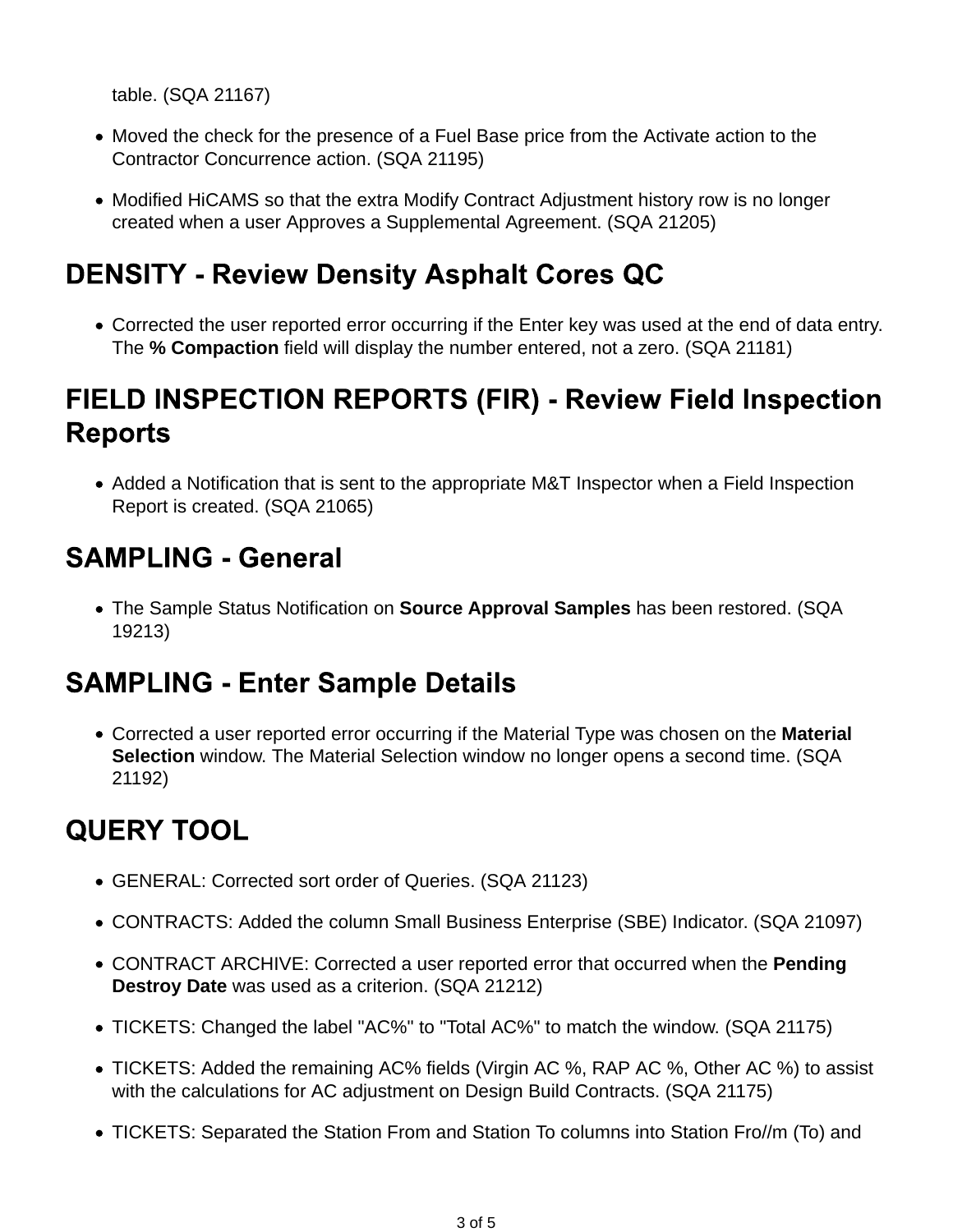table. (SQA 21167)

- Moved the check for the presence of a Fuel Base price from the Activate action to the Contractor Concurrence action. (SQA 21195)
- Modified HiCAMS so that the extra Modify Contract Adjustment history row is no longer created when a user Approves a Supplemental Agreement. (SQA 21205)

## DENSITY - Review Density Asphalt Cores QC

- Corrected the user reported error occurring if the Enter key was used at the end of data entry. The **% Compaction** field will display the number entered, not a zero. (SQA 21181)

## FIELD INSPECTION REPORTS (FIR) - Review Field Inspection Reports

- Added a Notification that is sent to the appropriate M&T Inspector when a Field Inspection Report is created. (SQA 21065)

## SAMPLING - General

- The Sample Status Notification on **Source Approval Samples** has been restored. (SQA 19213)

## SAMPLING - Enter Sample Details

- Corrected a user reported error occurring if the Material Type was chosen on the **Material Selection** window. The Material Selection window no longer opens a second time. (SQA 21192)

## QUERY TOOL

- GENERAL: Corrected sort order of Queries. (SQA 21123)
- CONTRACTS: Added the column Small Business Enterprise (SBE) Indicator. (SQA 21097)
- CONTRACT ARCHIVE: Corrected a user reported error that occurred when the **Pending Destroy Date** was used as a criterion. (SQA 21212)
- TICKETS: Changed the label "AC%" to "Total AC%" to match the window. (SQA 21175)
- TICKETS: Added the remaining AC% fields (Virgin AC %, RAP AC %, Other AC %) to assist with the calculations for AC adjustment on Design Build Contracts. (SQA 21175)
- TICKETS: Separated the Station From and Station To columns into Station Fro//m (To) and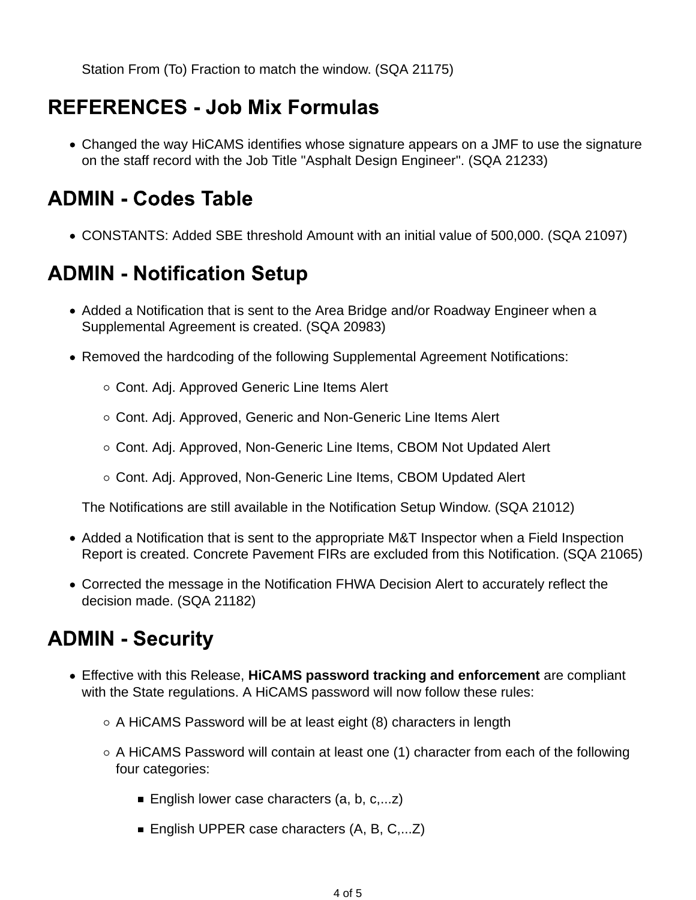Station From (To) Fraction to match the window. (SQA 21175)

## REFERENCES - Job Mix Formulas

- Changed the way HiCAMS identifies whose signature appears on a JMF to use the signature on the staff record with the Job Title "Asphalt Design Engineer". (SQA 21233)

## ADMIN - Codes Table

- CONSTANTS: Added SBE threshold Amount with an initial value of 500,000. (SQA 21097)

## ADMIN - Notification Setup

- Added a Notification that is sent to the Area Bridge and/or Roadway Engineer when a Supplemental Agreement is created. (SQA 20983)
- Removed the hardcoding of the following Supplemental Agreement Notifications:
    - Cont. Adj. Approved Generic Line Items Alert
    - Cont. Adj. Approved, Generic and Non-Generic Line Items Alert
    - Cont. Adj. Approved, Non-Generic Line Items, CBOM Not Updated Alert
    - Cont. Adj. Approved, Non-Generic Line Items, CBOM Updated Alert

  The Notifications are still available in the Notification Setup Window. (SQA 21012)
- Added a Notification that is sent to the appropriate M&T Inspector when a Field Inspection Report is created. Concrete Pavement FIRs are excluded from this Notification. (SQA 21065)
- Corrected the message in the Notification FHWA Decision Alert to accurately reflect the decision made. (SQA 21182)

## ADMIN - Security

- Effective with this Release, **HiCAMS password tracking and enforcement** are compliant with the State regulations. A HiCAMS password will now follow these rules:
    - A HiCAMS Password will be at least eight (8) characters in length
    - A HiCAMS Password will contain at least one (1) character from each of the following four categories:
        - English lower case characters (a, b, c,...z)
        - English UPPER case characters (A, B, C,...Z)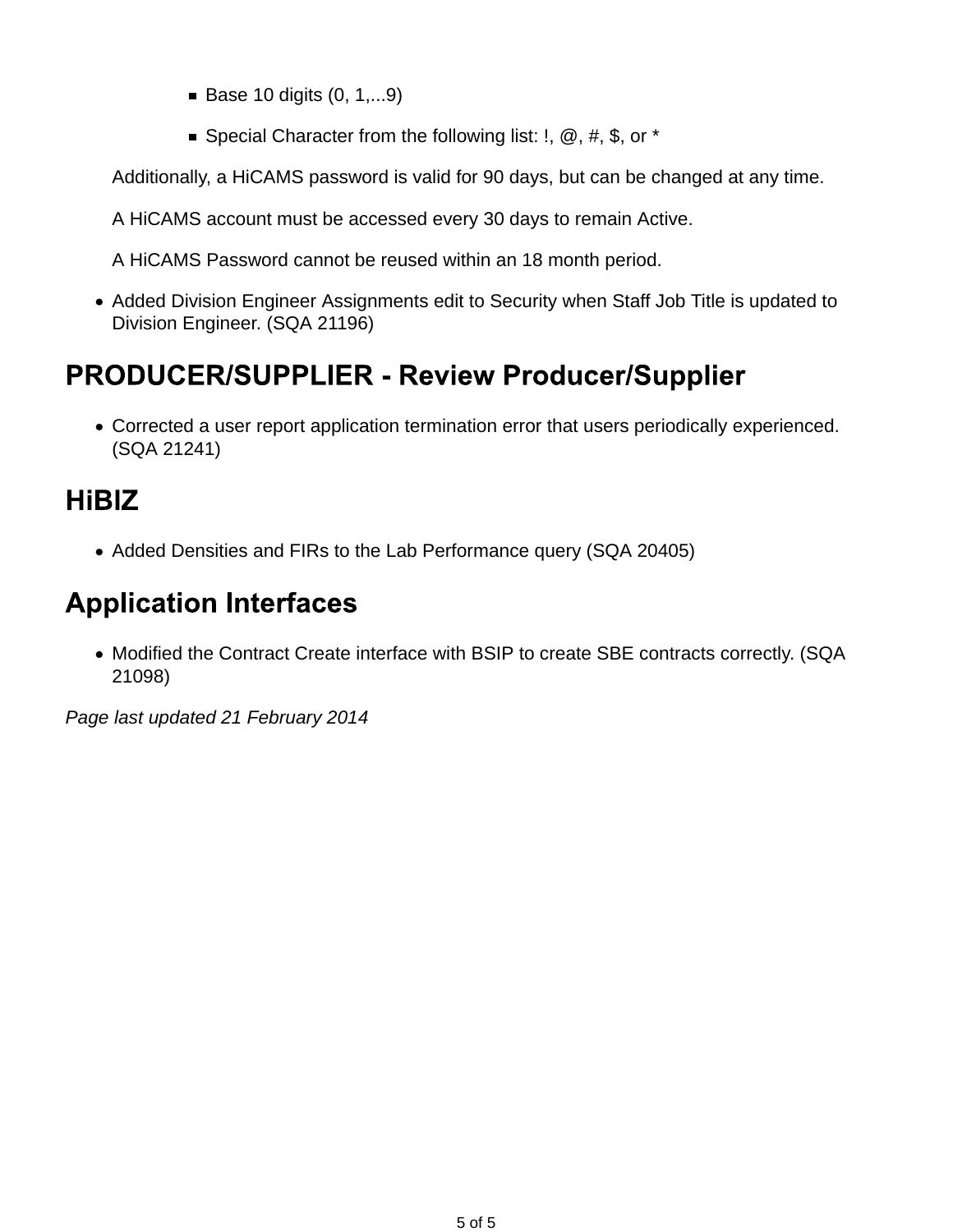- Base 10 digits (0, 1,...9)
    - Special Character from the following list: !, @, #, $, or *

  Additionally, a HiCAMS password is valid for 90 days, but can be changed at any time.

  A HiCAMS account must be accessed every 30 days to remain Active.

  A HiCAMS Password cannot be reused within an 18 month period.

- Added Division Engineer Assignments edit to Security when Staff Job Title is updated to Division Engineer. (SQA 21196)

## PRODUCER/SUPPLIER - Review Producer/Supplier

- Corrected a user report application termination error that users periodically experienced. (SQA 21241)

## HiBIZ

- Added Densities and FIRs to the Lab Performance query (SQA 20405)

## Application Interfaces

- Modified the Contract Create interface with BSIP to create SBE contracts correctly. (SQA 21098)

*Page last updated 21 February 2014*